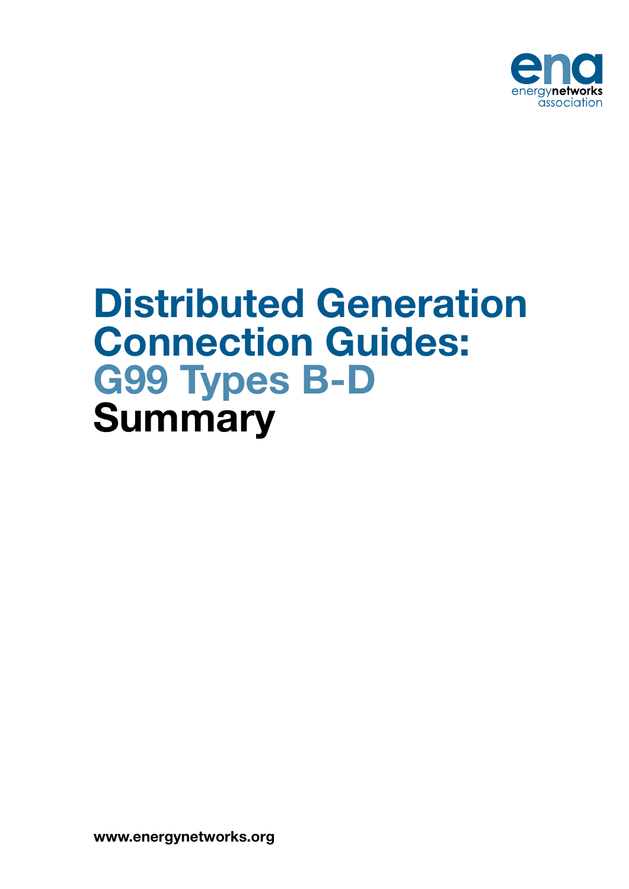energynetworks association

# Distributed Generation Connection Guides: G99 Types B-D Summary

www.energynetworks.org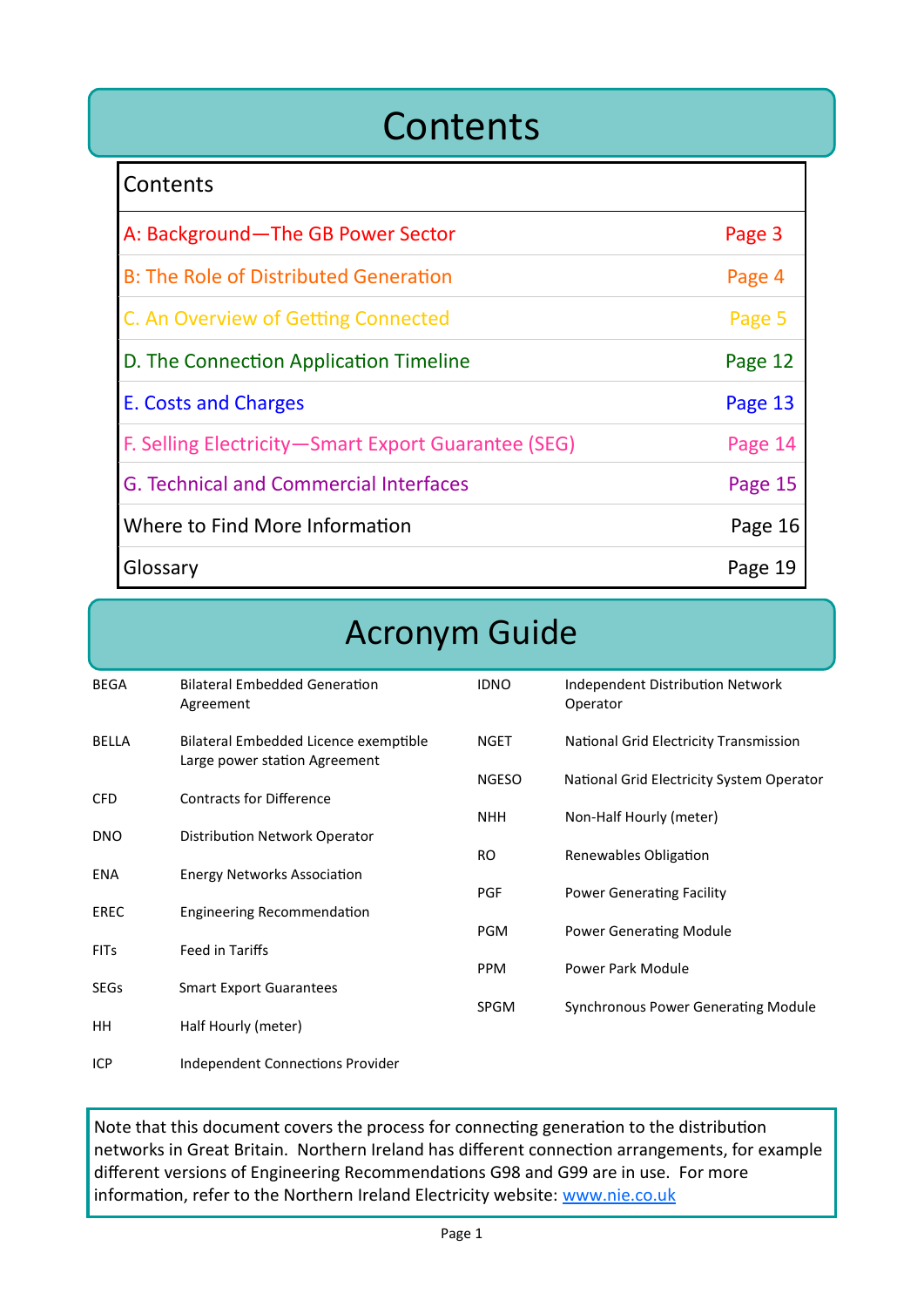# Contents

| Contents | |
|---|---|
| A: Background—The GB Power Sector | Page 3 |
| B: The Role of Distributed Generation | Page 4 |
| C. An Overview of Getting Connected | Page 5 |
| D. The Connection Application Timeline | Page 12 |
| E. Costs and Charges | Page 13 |
| F. Selling Electricity—Smart Export Guarantee (SEG) | Page 14 |
| G. Technical and Commercial Interfaces | Page 15 |
| Where to Find More Information | Page 16 |
| Glossary | Page 19 |

# Acronym Guide

| Acronym | Meaning |
|---|---|
| BEGA | Bilateral Embedded Generation Agreement |
| BELLA | Bilateral Embedded Licence exemptible Large power station Agreement |
| CFD | Contracts for Difference |
| DNO | Distribution Network Operator |
| ENA | Energy Networks Association |
| EREC | Engineering Recommendation |
| FITs | Feed in Tariffs |
| SEGs | Smart Export Guarantees |
| HH | Half Hourly (meter) |
| ICP | Independent Connections Provider |
| IDNO | Independent Distribution Network Operator |
| NGET | National Grid Electricity Transmission |
| NGESO | National Grid Electricity System Operator |
| NHH | Non-Half Hourly (meter) |
| RO | Renewables Obligation |
| PGF | Power Generating Facility |
| PGM | Power Generating Module |
| PPM | Power Park Module |
| SPGM | Synchronous Power Generating Module |

Note that this document covers the process for connecting generation to the distribution networks in Great Britain. Northern Ireland has different connection arrangements, for example different versions of Engineering Recommendations G98 and G99 are in use. For more information, refer to the Northern Ireland Electricity website: [www.nie.co.uk](http://www.nie.co.uk)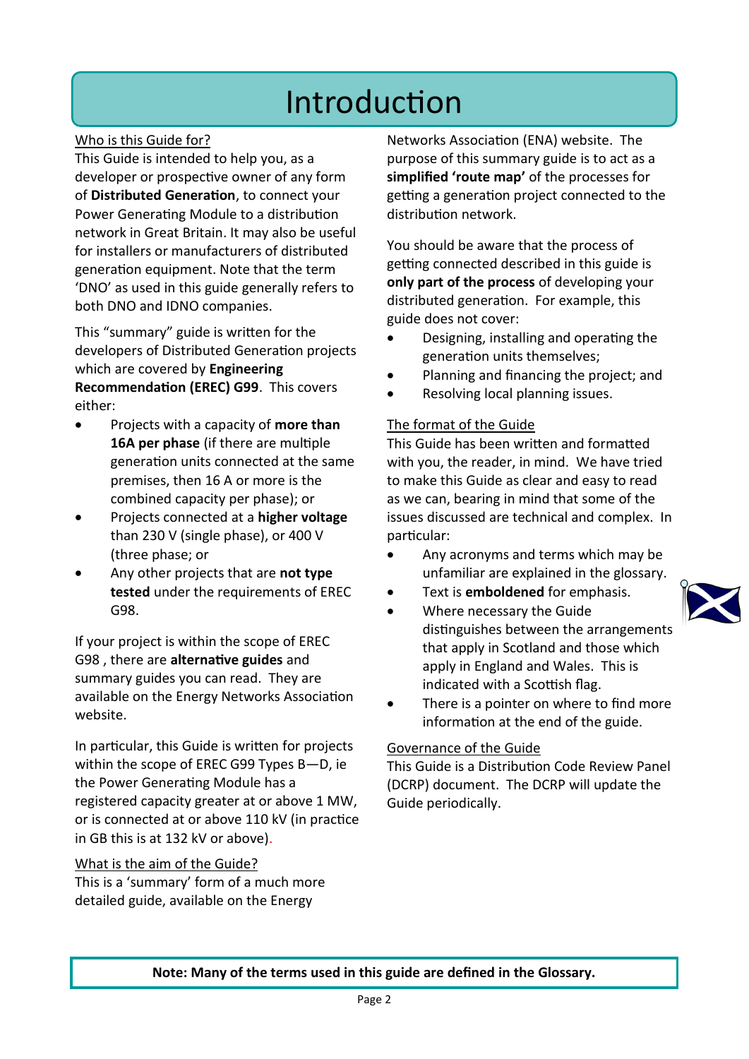# Introduction

Who is this Guide for?

This Guide is intended to help you, as a developer or prospective owner of any form of **Distributed Generation**, to connect your Power Generating Module to a distribution network in Great Britain. It may also be useful for installers or manufacturers of distributed generation equipment. Note that the term 'DNO' as used in this guide generally refers to both DNO and IDNO companies.

This "summary" guide is written for the developers of Distributed Generation projects which are covered by **Engineering Recommendation (EREC) G99**. This covers either:

- Projects with a capacity of **more than 16A per phase** (if there are multiple generation units connected at the same premises, then 16 A or more is the combined capacity per phase); or
- Projects connected at a **higher voltage** than 230 V (single phase), or 400 V (three phase; or
- Any other projects that are **not type tested** under the requirements of EREC G98.

If your project is within the scope of EREC G98 , there are **alternative guides** and summary guides you can read. They are available on the Energy Networks Association website.

In particular, this Guide is written for projects within the scope of EREC G99 Types B—D, ie the Power Generating Module has a registered capacity greater at or above 1 MW, or is connected at or above 110 kV (in practice in GB this is at 132 kV or above).

What is the aim of the Guide?

This is a 'summary' form of a much more detailed guide, available on the Energy Networks Association (ENA) website. The purpose of this summary guide is to act as a **simplified 'route map'** of the processes for getting a generation project connected to the distribution network.

You should be aware that the process of getting connected described in this guide is **only part of the process** of developing your distributed generation. For example, this guide does not cover:

- Designing, installing and operating the generation units themselves;
- Planning and financing the project; and
- Resolving local planning issues.

The format of the Guide

This Guide has been written and formatted with you, the reader, in mind. We have tried to make this Guide as clear and easy to read as we can, bearing in mind that some of the issues discussed are technical and complex. In particular:

- Any acronyms and terms which may be unfamiliar are explained in the glossary.
- Text is **emboldened** for emphasis.
- Where necessary the Guide distinguishes between the arrangements that apply in Scotland and those which apply in England and Wales. This is indicated with a Scottish flag.
- There is a pointer on where to find more information at the end of the guide.

Governance of the Guide

This Guide is a Distribution Code Review Panel (DCRP) document. The DCRP will update the Guide periodically.

**Note: Many of the terms used in this guide are defined in the Glossary.**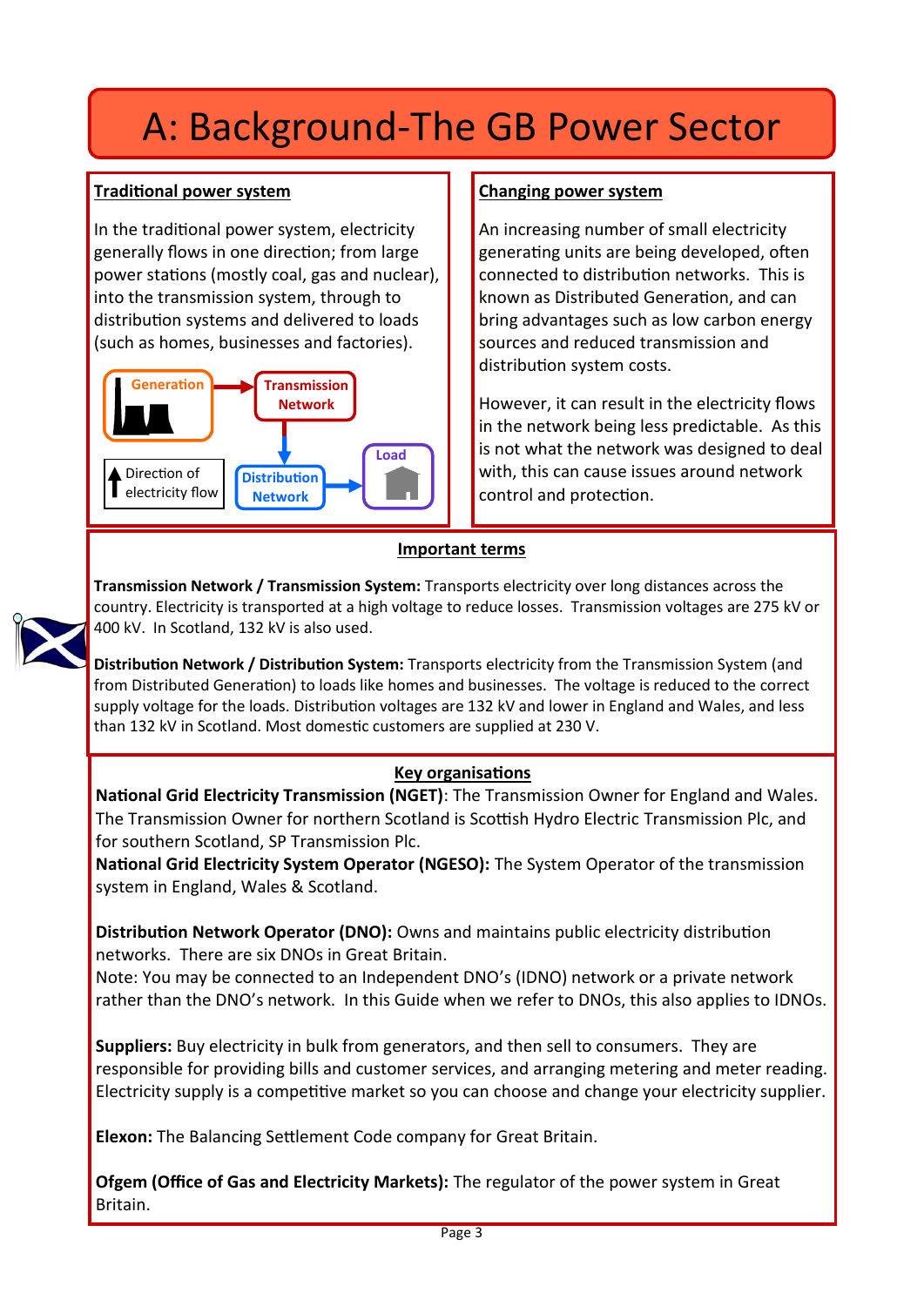# A: Background-The GB Power Sector

## Traditional power system

In the traditional power system, electricity generally flows in one direction; from large power stations (mostly coal, gas and nuclear), into the transmission system, through to distribution systems and delivered to loads (such as homes, businesses and factories).

Generation → Transmission Network → Distribution Network → Load

Direction of electricity flow

## Changing power system

An increasing number of small electricity generating units are being developed, often connected to distribution networks. This is known as Distributed Generation, and can bring advantages such as low carbon energy sources and reduced transmission and distribution system costs.

However, it can result in the electricity flows in the network being less predictable. As this is not what the network was designed to deal with, this can cause issues around network control and protection.

## Important terms

**Transmission Network / Transmission System:** Transports electricity over long distances across the country. Electricity is transported at a high voltage to reduce losses. Transmission voltages are 275 kV or 400 kV. In Scotland, 132 kV is also used.

**Distribution Network / Distribution System:** Transports electricity from the Transmission System (and from Distributed Generation) to loads like homes and businesses. The voltage is reduced to the correct supply voltage for the loads. Distribution voltages are 132 kV and lower in England and Wales, and less than 132 kV in Scotland. Most domestic customers are supplied at 230 V.

## Key organisations

**National Grid Electricity Transmission (NGET)**: The Transmission Owner for England and Wales. The Transmission Owner for northern Scotland is Scottish Hydro Electric Transmission Plc, and for southern Scotland, SP Transmission Plc.

**National Grid Electricity System Operator (NGESO):** The System Operator of the transmission system in England, Wales & Scotland.

**Distribution Network Operator (DNO):** Owns and maintains public electricity distribution networks. There are six DNOs in Great Britain.

Note: You may be connected to an Independent DNO's (IDNO) network or a private network rather than the DNO's network. In this Guide when we refer to DNOs, this also applies to IDNOs.

**Suppliers:** Buy electricity in bulk from generators, and then sell to consumers. They are responsible for providing bills and customer services, and arranging metering and meter reading. Electricity supply is a competitive market so you can choose and change your electricity supplier.

**Elexon:** The Balancing Settlement Code company for Great Britain.

**Ofgem (Office of Gas and Electricity Markets):** The regulator of the power system in Great Britain.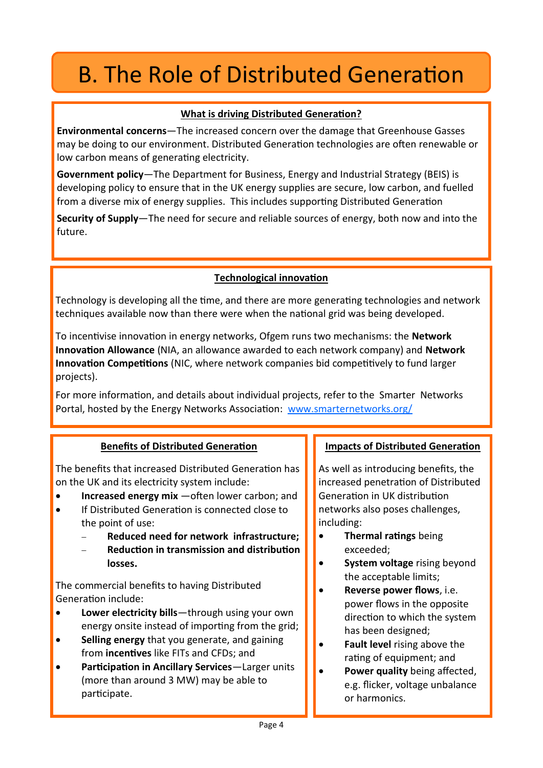# B. The Role of Distributed Generation

### What is driving Distributed Generation?

**Environmental concerns**—The increased concern over the damage that Greenhouse Gasses may be doing to our environment. Distributed Generation technologies are often renewable or low carbon means of generating electricity.

**Government policy**—The Department for Business, Energy and Industrial Strategy (BEIS) is developing policy to ensure that in the UK energy supplies are secure, low carbon, and fuelled from a diverse mix of energy supplies. This includes supporting Distributed Generation

**Security of Supply**—The need for secure and reliable sources of energy, both now and into the future.

### Technological innovation

Technology is developing all the time, and there are more generating technologies and network techniques available now than there were when the national grid was being developed.

To incentivise innovation in energy networks, Ofgem runs two mechanisms: the **Network Innovation Allowance** (NIA, an allowance awarded to each network company) and **Network Innovation Competitions** (NIC, where network companies bid competitively to fund larger projects).

For more information, and details about individual projects, refer to the Smarter Networks Portal, hosted by the Energy Networks Association: [www.smarternetworks.org/](www.smarternetworks.org/)

### Benefits of Distributed Generation

The benefits that increased Distributed Generation has on the UK and its electricity system include:

- **Increased energy mix** —often lower carbon; and
- If Distributed Generation is connected close to the point of use:
  - **Reduced need for network infrastructure;**
  - **Reduction in transmission and distribution losses.**

The commercial benefits to having Distributed Generation include:

- **Lower electricity bills**—through using your own energy onsite instead of importing from the grid;
- **Selling energy** that you generate, and gaining from **incentives** like FITs and CFDs; and
- **Participation in Ancillary Services**—Larger units (more than around 3 MW) may be able to participate.

### Impacts of Distributed Generation

As well as introducing benefits, the increased penetration of Distributed Generation in UK distribution networks also poses challenges, including:

- **Thermal ratings** being exceeded;
- **System voltage** rising beyond the acceptable limits;
- **Reverse power flows**, i.e. power flows in the opposite direction to which the system has been designed;
- **Fault level** rising above the rating of equipment; and
- **Power quality** being affected, e.g. flicker, voltage unbalance or harmonics.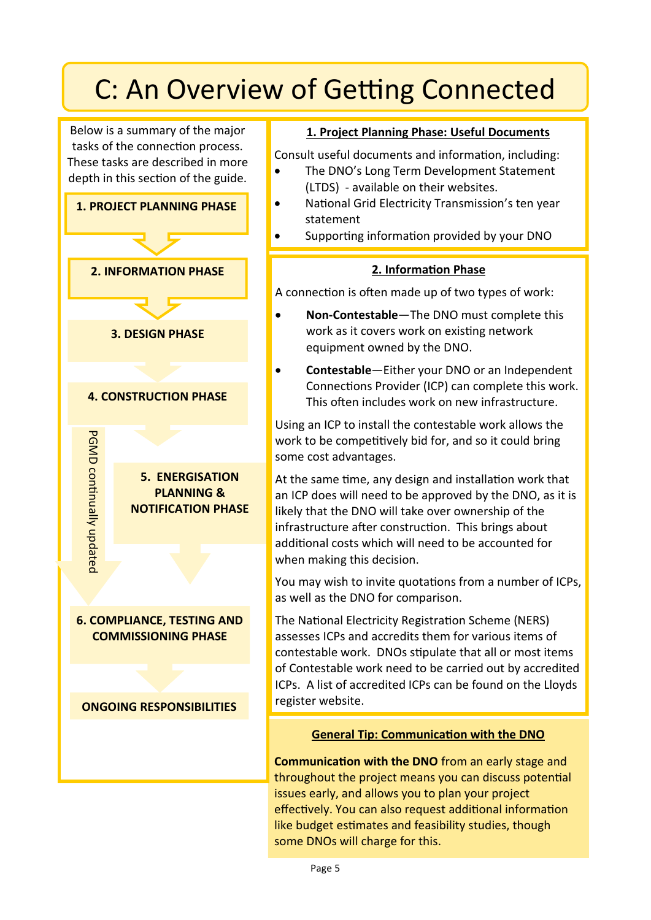# C: An Overview of Getting Connected

Below is a summary of the major tasks of the connection process. These tasks are described in more depth in this section of the guide.

1. PROJECT PLANNING PHASE
2. INFORMATION PHASE
3. DESIGN PHASE
4. CONSTRUCTION PHASE
5. ENERGISATION PLANNING & NOTIFICATION PHASE
6. COMPLIANCE, TESTING AND COMMISSIONING PHASE

ONGOING RESPONSIBILITIES

PGMD continually updated

## 1. Project Planning Phase: Useful Documents

Consult useful documents and information, including:

- The DNO's Long Term Development Statement (LTDS) - available on their websites.
- National Grid Electricity Transmission's ten year statement
- Supporting information provided by your DNO

## 2. Information Phase

A connection is often made up of two types of work:

- **Non-Contestable**—The DNO must complete this work as it covers work on existing network equipment owned by the DNO.
- **Contestable**—Either your DNO or an Independent Connections Provider (ICP) can complete this work. This often includes work on new infrastructure.

Using an ICP to install the contestable work allows the work to be competitively bid for, and so it could bring some cost advantages.

At the same time, any design and installation work that an ICP does will need to be approved by the DNO, as it is likely that the DNO will take over ownership of the infrastructure after construction. This brings about additional costs which will need to be accounted for when making this decision.

You may wish to invite quotations from a number of ICPs, as well as the DNO for comparison.

The National Electricity Registration Scheme (NERS) assesses ICPs and accredits them for various items of contestable work. DNOs stipulate that all or most items of Contestable work need to be carried out by accredited ICPs. A list of accredited ICPs can be found on the Lloyds register website.

## General Tip: Communication with the DNO

**Communication with the DNO** from an early stage and throughout the project means you can discuss potential issues early, and allows you to plan your project effectively. You can also request additional information like budget estimates and feasibility studies, though some DNOs will charge for this.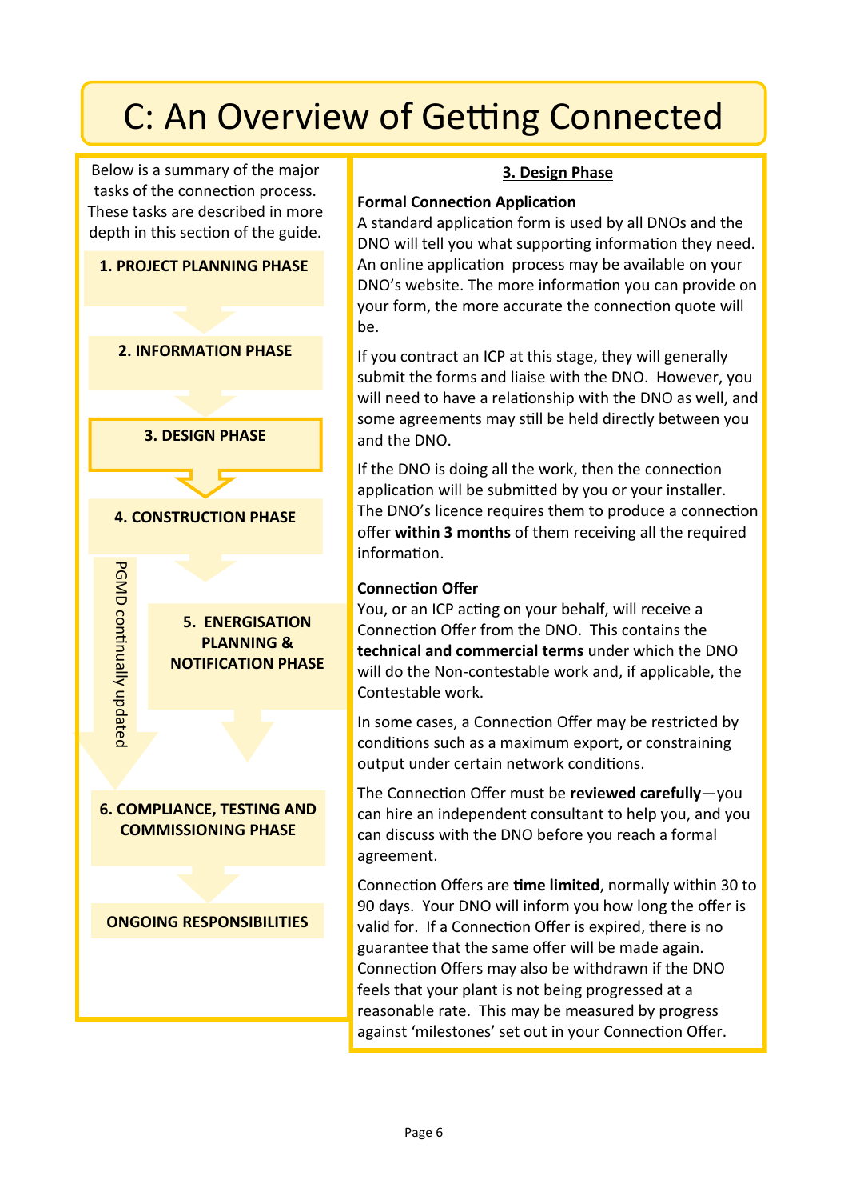# C: An Overview of Getting Connected

Below is a summary of the major tasks of the connection process. These tasks are described in more depth in this section of the guide.

1. **PROJECT PLANNING PHASE**
2. **INFORMATION PHASE**
3. **DESIGN PHASE**
4. **CONSTRUCTION PHASE**
5. **ENERGISATION PLANNING & NOTIFICATION PHASE**
6. **COMPLIANCE, TESTING AND COMMISSIONING PHASE**

**ONGOING RESPONSIBILITIES**

PGMD continually updated

## 3. Design Phase

### Formal Connection Application

A standard application form is used by all DNOs and the DNO will tell you what supporting information they need. An online application process may be available on your DNO's website. The more information you can provide on your form, the more accurate the connection quote will be.

If you contract an ICP at this stage, they will generally submit the forms and liaise with the DNO. However, you will need to have a relationship with the DNO as well, and some agreements may still be held directly between you and the DNO.

If the DNO is doing all the work, then the connection application will be submitted by you or your installer. The DNO's licence requires them to produce a connection offer **within 3 months** of them receiving all the required information.

### Connection Offer

You, or an ICP acting on your behalf, will receive a Connection Offer from the DNO. This contains the **technical and commercial terms** under which the DNO will do the Non-contestable work and, if applicable, the Contestable work.

In some cases, a Connection Offer may be restricted by conditions such as a maximum export, or constraining output under certain network conditions.

The Connection Offer must be **reviewed carefully**—you can hire an independent consultant to help you, and you can discuss with the DNO before you reach a formal agreement.

Connection Offers are **time limited**, normally within 30 to 90 days. Your DNO will inform you how long the offer is valid for. If a Connection Offer is expired, there is no guarantee that the same offer will be made again. Connection Offers may also be withdrawn if the DNO feels that your plant is not being progressed at a reasonable rate. This may be measured by progress against 'milestones' set out in your Connection Offer.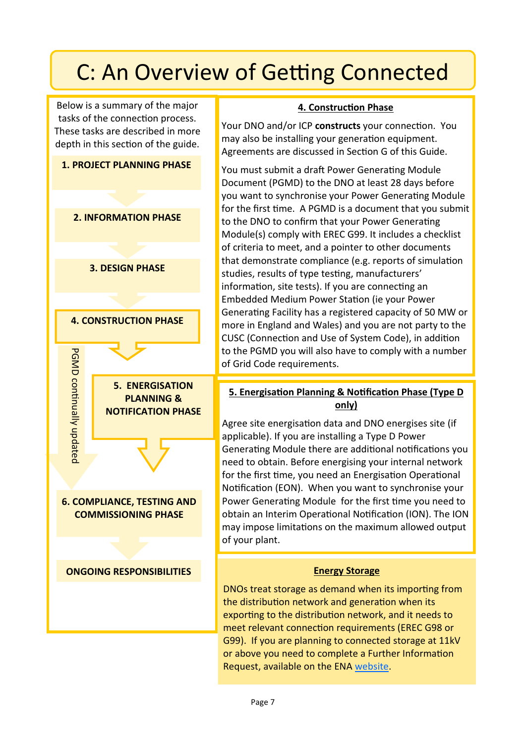# C: An Overview of Getting Connected

Below is a summary of the major tasks of the connection process. These tasks are described in more depth in this section of the guide.

**1. PROJECT PLANNING PHASE**

**2. INFORMATION PHASE**

**3. DESIGN PHASE**

**4. CONSTRUCTION PHASE**

**5. ENERGISATION PLANNING & NOTIFICATION PHASE**

PGMD continually updated

**6. COMPLIANCE, TESTING AND COMMISSIONING PHASE**

**ONGOING RESPONSIBILITIES**

### 4. Construction Phase

Your DNO and/or ICP **constructs** your connection. You may also be installing your generation equipment. Agreements are discussed in Section G of this Guide.

You must submit a draft Power Generating Module Document (PGMD) to the DNO at least 28 days before you want to synchronise your Power Generating Module for the first time. A PGMD is a document that you submit to the DNO to confirm that your Power Generating Module(s) comply with EREC G99. It includes a checklist of criteria to meet, and a pointer to other documents that demonstrate compliance (e.g. reports of simulation studies, results of type testing, manufacturers' information, site tests). If you are connecting an Embedded Medium Power Station (ie your Power Generating Facility has a registered capacity of 50 MW or more in England and Wales) and you are not party to the CUSC (Connection and Use of System Code), in addition to the PGMD you will also have to comply with a number of Grid Code requirements.

### 5. Energisation Planning & Notification Phase (Type D only)

Agree site energisation data and DNO energises site (if applicable). If you are installing a Type D Power Generating Module there are additional notifications you need to obtain. Before energising your internal network for the first time, you need an Energisation Operational Notification (EON). When you want to synchronise your Power Generating Module for the first time you need to obtain an Interim Operational Notification (ION). The ION may impose limitations on the maximum allowed output of your plant.

### Energy Storage

DNOs treat storage as demand when its importing from the distribution network and generation when its exporting to the distribution network, and it needs to meet relevant connection requirements (EREC G98 or G99). If you are planning to connected storage at 11kV or above you need to complete a Further Information Request, available on the ENA website.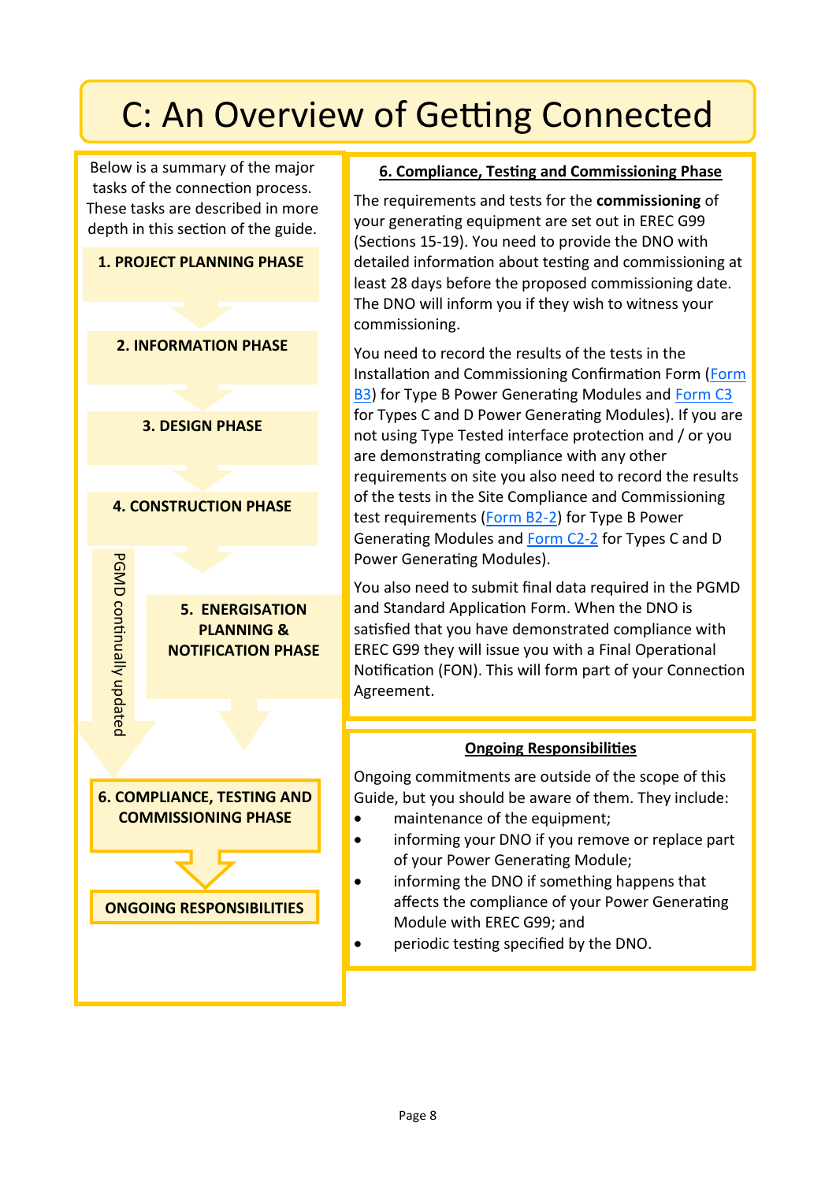# C: An Overview of Getting Connected

Below is a summary of the major tasks of the connection process. These tasks are described in more depth in this section of the guide.

**1. PROJECT PLANNING PHASE**

**2. INFORMATION PHASE**

**3. DESIGN PHASE**

**4. CONSTRUCTION PHASE**

**5. ENERGISATION PLANNING & NOTIFICATION PHASE**

PGMD continually updated

**6. COMPLIANCE, TESTING AND COMMISSIONING PHASE**

**ONGOING RESPONSIBILITIES**

## 6. Compliance, Testing and Commissioning Phase

The requirements and tests for the **commissioning** of your generating equipment are set out in EREC G99 (Sections 15-19). You need to provide the DNO with detailed information about testing and commissioning at least 28 days before the proposed commissioning date. The DNO will inform you if they wish to witness your commissioning.

You need to record the results of the tests in the Installation and Commissioning Confirmation Form (Form B3) for Type B Power Generating Modules and Form C3 for Types C and D Power Generating Modules). If you are not using Type Tested interface protection and / or you are demonstrating compliance with any other requirements on site you also need to record the results of the tests in the Site Compliance and Commissioning test requirements (Form B2-2) for Type B Power Generating Modules and Form C2-2 for Types C and D Power Generating Modules).

You also need to submit final data required in the PGMD and Standard Application Form. When the DNO is satisfied that you have demonstrated compliance with EREC G99 they will issue you with a Final Operational Notification (FON). This will form part of your Connection Agreement.

## Ongoing Responsibilities

Ongoing commitments are outside of the scope of this Guide, but you should be aware of them. They include:

- maintenance of the equipment;
- informing your DNO if you remove or replace part of your Power Generating Module;
- informing the DNO if something happens that affects the compliance of your Power Generating Module with EREC G99; and
- periodic testing specified by the DNO.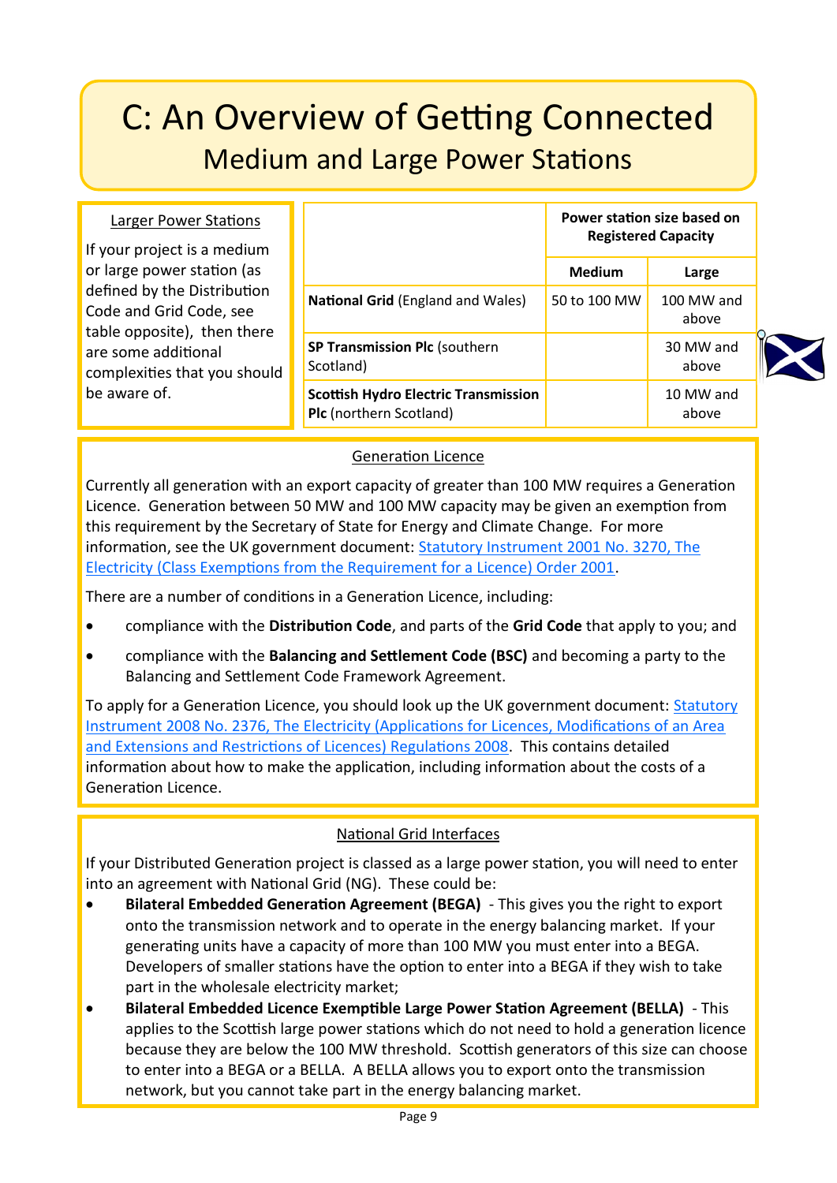# C: An Overview of Getting Connected

## Medium and Large Power Stations

### Larger Power Stations

If your project is a medium or large power station (as defined by the Distribution Code and Grid Code, see table opposite), then there are some additional complexities that you should be aware of.

| | Power station size based on Registered Capacity | |
|---|---|---|
| | **Medium** | **Large** |
| **National Grid** (England and Wales) | 50 to 100 MW | 100 MW and above |
| **SP Transmission Plc** (southern Scotland) | | 30 MW and above |
| **Scottish Hydro Electric Transmission Plc** (northern Scotland) | | 10 MW and above |

### Generation Licence

Currently all generation with an export capacity of greater than 100 MW requires a Generation Licence. Generation between 50 MW and 100 MW capacity may be given an exemption from this requirement by the Secretary of State for Energy and Climate Change. For more information, see the UK government document: Statutory Instrument 2001 No. 3270, The Electricity (Class Exemptions from the Requirement for a Licence) Order 2001.

There are a number of conditions in a Generation Licence, including:

- compliance with the **Distribution Code**, and parts of the **Grid Code** that apply to you; and
- compliance with the **Balancing and Settlement Code (BSC)** and becoming a party to the Balancing and Settlement Code Framework Agreement.

To apply for a Generation Licence, you should look up the UK government document: Statutory Instrument 2008 No. 2376, The Electricity (Applications for Licences, Modifications of an Area and Extensions and Restrictions of Licences) Regulations 2008. This contains detailed information about how to make the application, including information about the costs of a Generation Licence.

### National Grid Interfaces

If your Distributed Generation project is classed as a large power station, you will need to enter into an agreement with National Grid (NG). These could be:

- **Bilateral Embedded Generation Agreement (BEGA)** - This gives you the right to export onto the transmission network and to operate in the energy balancing market. If your generating units have a capacity of more than 100 MW you must enter into a BEGA. Developers of smaller stations have the option to enter into a BEGA if they wish to take part in the wholesale electricity market;
- **Bilateral Embedded Licence Exemptible Large Power Station Agreement (BELLA)** - This applies to the Scottish large power stations which do not need to hold a generation licence because they are below the 100 MW threshold. Scottish generators of this size can choose to enter into a BEGA or a BELLA. A BELLA allows you to export onto the transmission network, but you cannot take part in the energy balancing market.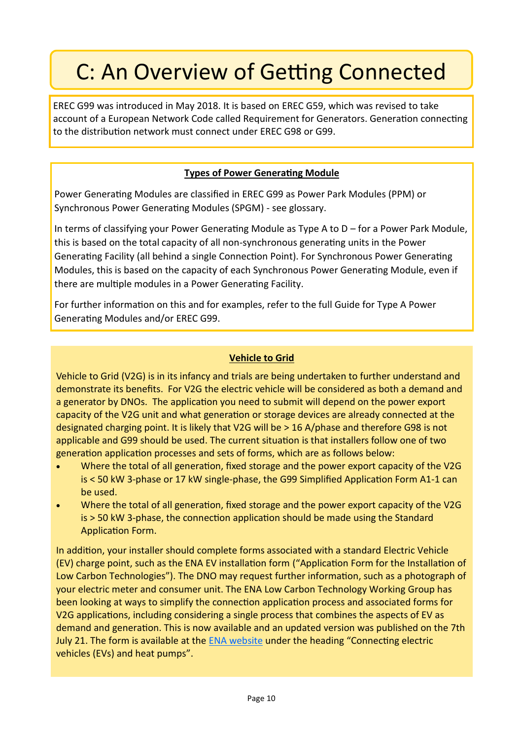# C: An Overview of Getting Connected

EREC G99 was introduced in May 2018. It is based on EREC G59, which was revised to take account of a European Network Code called Requirement for Generators. Generation connecting to the distribution network must connect under EREC G98 or G99.

## Types of Power Generating Module

Power Generating Modules are classified in EREC G99 as Power Park Modules (PPM) or Synchronous Power Generating Modules (SPGM) - see glossary.

In terms of classifying your Power Generating Module as Type A to D – for a Power Park Module, this is based on the total capacity of all non-synchronous generating units in the Power Generating Facility (all behind a single Connection Point). For Synchronous Power Generating Modules, this is based on the capacity of each Synchronous Power Generating Module, even if there are multiple modules in a Power Generating Facility.

For further information on this and for examples, refer to the full Guide for Type A Power Generating Modules and/or EREC G99.

## Vehicle to Grid

Vehicle to Grid (V2G) is in its infancy and trials are being undertaken to further understand and demonstrate its benefits. For V2G the electric vehicle will be considered as both a demand and a generator by DNOs. The application you need to submit will depend on the power export capacity of the V2G unit and what generation or storage devices are already connected at the designated charging point. It is likely that V2G will be > 16 A/phase and therefore G98 is not applicable and G99 should be used. The current situation is that installers follow one of two generation application processes and sets of forms, which are as follows below:

- Where the total of all generation, fixed storage and the power export capacity of the V2G is < 50 kW 3-phase or 17 kW single-phase, the G99 Simplified Application Form A1-1 can be used.
- Where the total of all generation, fixed storage and the power export capacity of the V2G is > 50 kW 3-phase, the connection application should be made using the Standard Application Form.

In addition, your installer should complete forms associated with a standard Electric Vehicle (EV) charge point, such as the ENA EV installation form ("Application Form for the Installation of Low Carbon Technologies"). The DNO may request further information, such as a photograph of your electric meter and consumer unit. The ENA Low Carbon Technology Working Group has been looking at ways to simplify the connection application process and associated forms for V2G applications, including considering a single process that combines the aspects of EV as demand and generation. This is now available and an updated version was published on the 7th July 21. The form is available at the ENA website under the heading "Connecting electric vehicles (EVs) and heat pumps".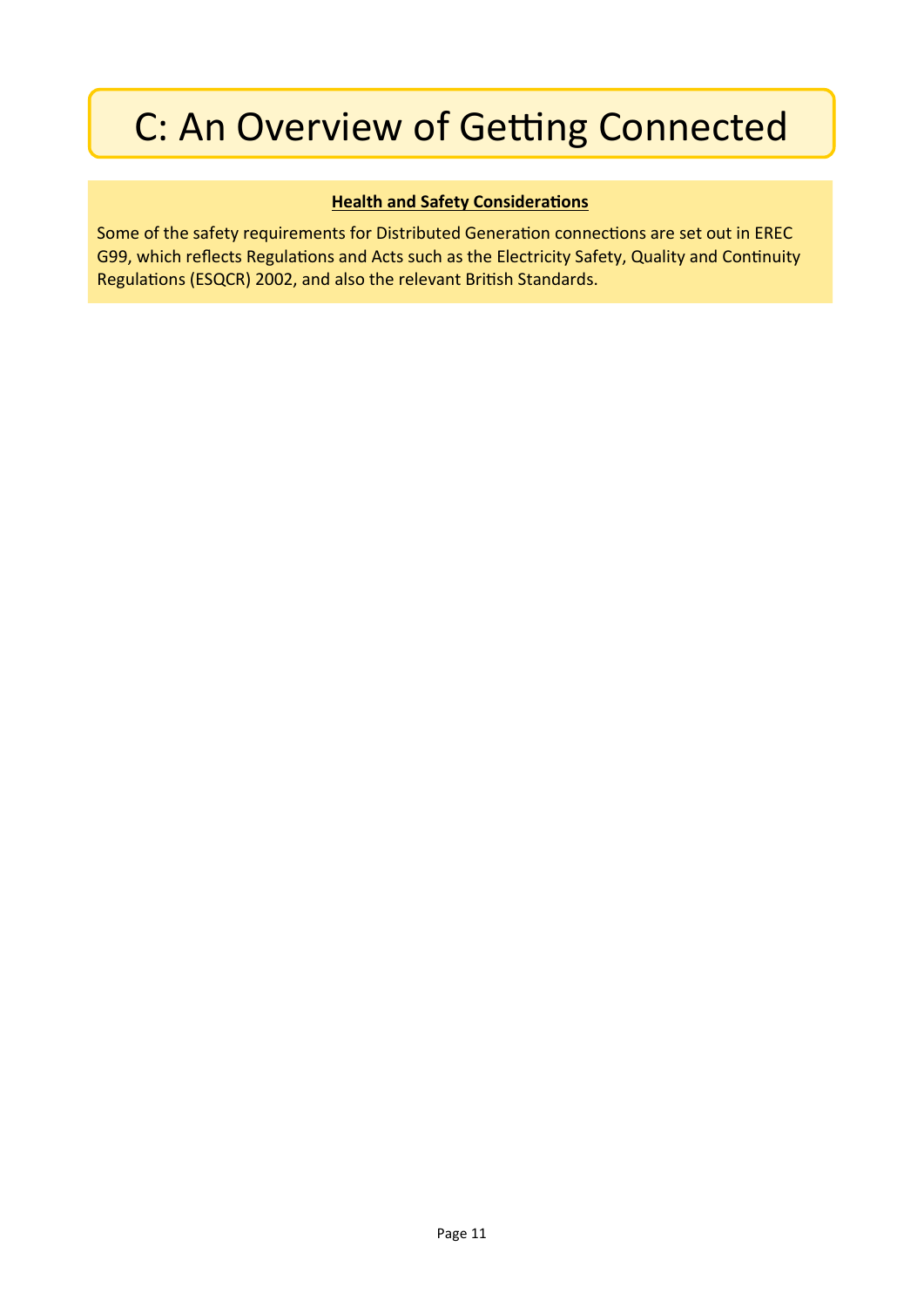# C: An Overview of Getting Connected

**Health and Safety Considerations**

Some of the safety requirements for Distributed Generation connections are set out in EREC G99, which reflects Regulations and Acts such as the Electricity Safety, Quality and Continuity Regulations (ESQCR) 2002, and also the relevant British Standards.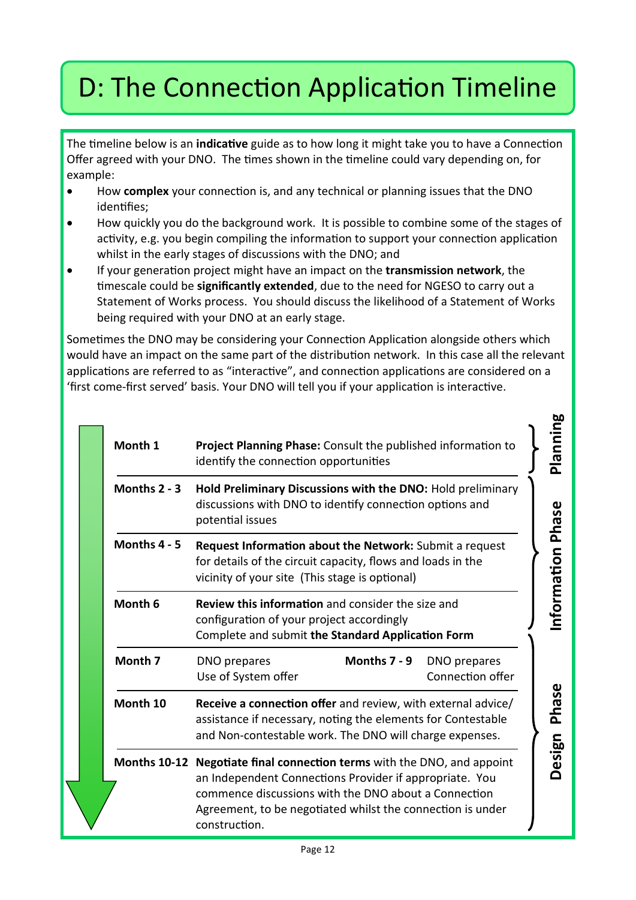# D: The Connection Application Timeline

The timeline below is an **indicative** guide as to how long it might take you to have a Connection Offer agreed with your DNO. The times shown in the timeline could vary depending on, for example:

- How **complex** your connection is, and any technical or planning issues that the DNO identifies;
- How quickly you do the background work. It is possible to combine some of the stages of activity, e.g. you begin compiling the information to support your connection application whilst in the early stages of discussions with the DNO; and
- If your generation project might have an impact on the **transmission network**, the timescale could be **significantly extended**, due to the need for NGESO to carry out a Statement of Works process. You should discuss the likelihood of a Statement of Works being required with your DNO at an early stage.

Sometimes the DNO may be considering your Connection Application alongside others which would have an impact on the same part of the distribution network. In this case all the relevant applications are referred to as "interactive", and connection applications are considered on a 'first come-first served' basis. Your DNO will tell you if your application is interactive.

| Timing | Activity | Phase |
|---|---|---|
| **Month 1** | **Project Planning Phase:** Consult the published information to identify the connection opportunities | Planning |
| **Months 2 - 3** | **Hold Preliminary Discussions with the DNO:** Hold preliminary discussions with DNO to identify connection options and potential issues | Information Phase |
| **Months 4 - 5** | **Request Information about the Network:** Submit a request for details of the circuit capacity, flows and loads in the vicinity of your site (This stage is optional) | Information Phase |
| **Month 6** | **Review this information** and consider the size and configuration of your project accordingly<br>Complete and submit **the Standard Application Form** | Information Phase |
| **Month 7** / **Months 7 - 9** | Month 7: DNO prepares Use of System offer<br>Months 7 - 9: DNO prepares Connection offer | Design Phase |
| **Month 10** | **Receive a connection offer** and review, with external advice/ assistance if necessary, noting the elements for Contestable and Non-contestable work. The DNO will charge expenses. | Design Phase |
| **Months 10-12** | **Negotiate final connection terms** with the DNO, and appoint an Independent Connections Provider if appropriate. You commence discussions with the DNO about a Connection Agreement, to be negotiated whilst the connection is under construction. | Design Phase |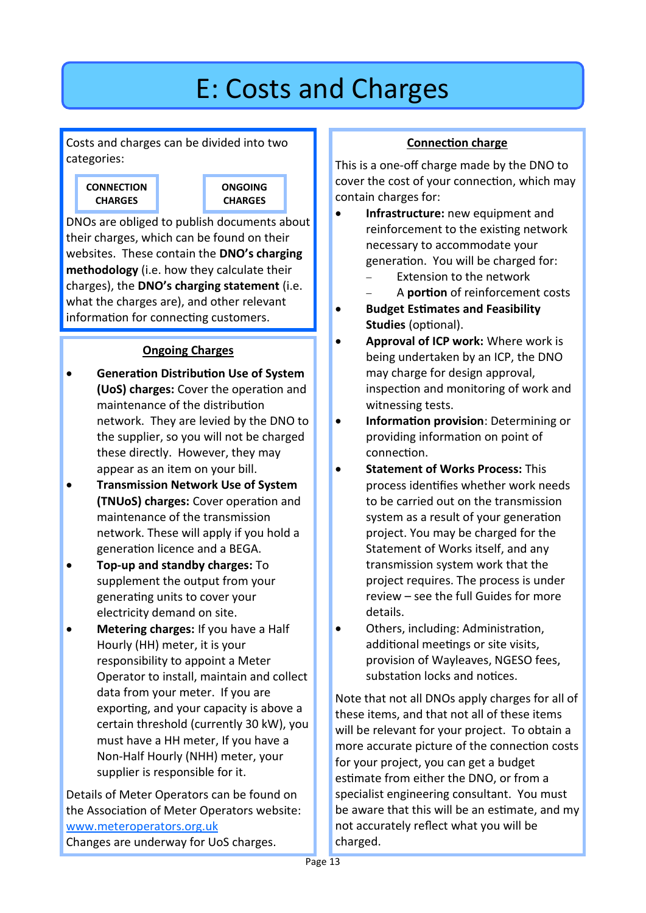# E: Costs and Charges

Costs and charges can be divided into two categories:

**CONNECTION CHARGES** | **ONGOING CHARGES**

DNOs are obliged to publish documents about their charges, which can be found on their websites. These contain the **DNO's charging methodology** (i.e. how they calculate their charges), the **DNO's charging statement** (i.e. what the charges are), and other relevant information for connecting customers.

## Ongoing Charges

- **Generation Distribution Use of System (UoS) charges:** Cover the operation and maintenance of the distribution network. They are levied by the DNO to the supplier, so you will not be charged these directly. However, they may appear as an item on your bill.
- **Transmission Network Use of System (TNUoS) charges:** Cover operation and maintenance of the transmission network. These will apply if you hold a generation licence and a BEGA.
- **Top-up and standby charges:** To supplement the output from your generating units to cover your electricity demand on site.
- **Metering charges:** If you have a Half Hourly (HH) meter, it is your responsibility to appoint a Meter Operator to install, maintain and collect data from your meter. If you are exporting, and your capacity is above a certain threshold (currently 30 kW), you must have a HH meter, If you have a Non-Half Hourly (NHH) meter, your supplier is responsible for it.

Details of Meter Operators can be found on the Association of Meter Operators website: [www.meteroperators.org.uk](http://www.meteroperators.org.uk)
Changes are underway for UoS charges.

## Connection charge

This is a one-off charge made by the DNO to cover the cost of your connection, which may contain charges for:

- **Infrastructure:** new equipment and reinforcement to the existing network necessary to accommodate your generation. You will be charged for:
  - Extension to the network
  - A **portion** of reinforcement costs
- **Budget Estimates and Feasibility Studies** (optional).
- **Approval of ICP work:** Where work is being undertaken by an ICP, the DNO may charge for design approval, inspection and monitoring of work and witnessing tests.
- **Information provision**: Determining or providing information on point of connection.
- **Statement of Works Process:** This process identifies whether work needs to be carried out on the transmission system as a result of your generation project. You may be charged for the Statement of Works itself, and any transmission system work that the project requires. The process is under review – see the full Guides for more details.
- Others, including: Administration, additional meetings or site visits, provision of Wayleaves, NGESO fees, substation locks and notices.

Note that not all DNOs apply charges for all of these items, and that not all of these items will be relevant for your project. To obtain a more accurate picture of the connection costs for your project, you can get a budget estimate from either the DNO, or from a specialist engineering consultant. You must be aware that this will be an estimate, and my not accurately reflect what you will be charged.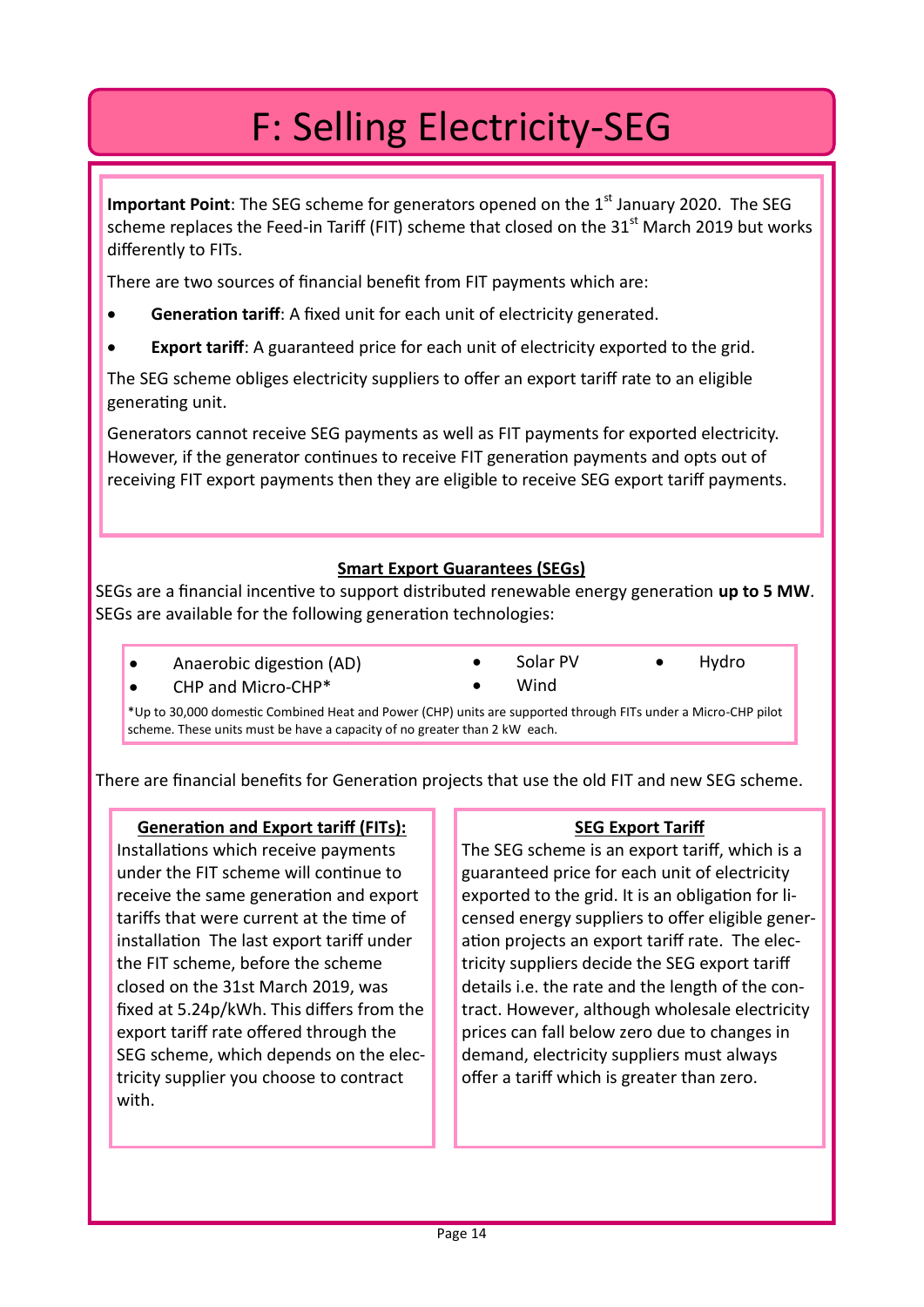# F: Selling Electricity-SEG

**Important Point**: The SEG scheme for generators opened on the 1st January 2020. The SEG scheme replaces the Feed-in Tariff (FIT) scheme that closed on the 31st March 2019 but works differently to FITs.

There are two sources of financial benefit from FIT payments which are:

- **Generation tariff**: A fixed unit for each unit of electricity generated.
- **Export tariff**: A guaranteed price for each unit of electricity exported to the grid.

The SEG scheme obliges electricity suppliers to offer an export tariff rate to an eligible generating unit.

Generators cannot receive SEG payments as well as FIT payments for exported electricity. However, if the generator continues to receive FIT generation payments and opts out of receiving FIT export payments then they are eligible to receive SEG export tariff payments.

## Smart Export Guarantees (SEGs)

SEGs are a financial incentive to support distributed renewable energy generation **up to 5 MW**. SEGs are available for the following generation technologies:

- Anaerobic digestion (AD)
- CHP and Micro-CHP*
- Solar PV
- Wind
- Hydro

*Up to 30,000 domestic Combined Heat and Power (CHP) units are supported through FITs under a Micro-CHP pilot scheme. These units must be have a capacity of no greater than 2 kW each.

There are financial benefits for Generation projects that use the old FIT and new SEG scheme.

### Generation and Export tariff (FITs):

Installations which receive payments under the FIT scheme will continue to receive the same generation and export tariffs that were current at the time of installation The last export tariff under the FIT scheme, before the scheme closed on the 31st March 2019, was fixed at 5.24p/kWh. This differs from the export tariff rate offered through the SEG scheme, which depends on the electricity supplier you choose to contract with.

### SEG Export Tariff

The SEG scheme is an export tariff, which is a guaranteed price for each unit of electricity exported to the grid. It is an obligation for licensed energy suppliers to offer eligible generation projects an export tariff rate. The electricity suppliers decide the SEG export tariff details i.e. the rate and the length of the contract. However, although wholesale electricity prices can fall below zero due to changes in demand, electricity suppliers must always offer a tariff which is greater than zero.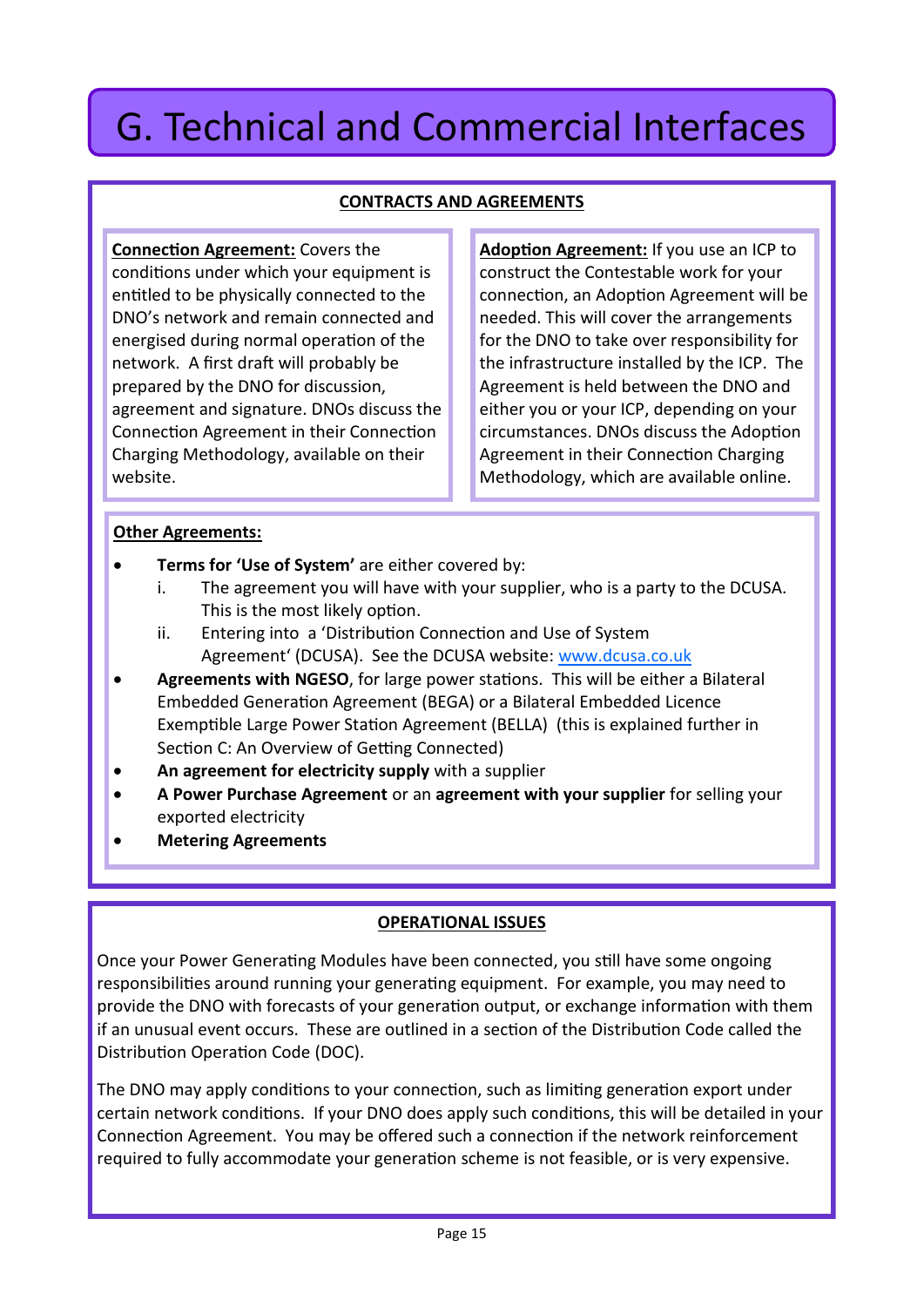# G. Technical and Commercial Interfaces

## CONTRACTS AND AGREEMENTS

**Connection Agreement:** Covers the conditions under which your equipment is entitled to be physically connected to the DNO's network and remain connected and energised during normal operation of the network. A first draft will probably be prepared by the DNO for discussion, agreement and signature. DNOs discuss the Connection Agreement in their Connection Charging Methodology, available on their website.

**Adoption Agreement:** If you use an ICP to construct the Contestable work for your connection, an Adoption Agreement will be needed. This will cover the arrangements for the DNO to take over responsibility for the infrastructure installed by the ICP. The Agreement is held between the DNO and either you or your ICP, depending on your circumstances. DNOs discuss the Adoption Agreement in their Connection Charging Methodology, which are available online.

**Other Agreements:**

- **Terms for 'Use of System'** are either covered by:
  1. The agreement you will have with your supplier, who is a party to the DCUSA. This is the most likely option.
  2. Entering into a 'Distribution Connection and Use of System Agreement' (DCUSA). See the DCUSA website: www.dcusa.co.uk
- **Agreements with NGESO**, for large power stations. This will be either a Bilateral Embedded Generation Agreement (BEGA) or a Bilateral Embedded Licence Exemptible Large Power Station Agreement (BELLA) (this is explained further in Section C: An Overview of Getting Connected)
- **An agreement for electricity supply** with a supplier
- **A Power Purchase Agreement** or an **agreement with your supplier** for selling your exported electricity
- **Metering Agreements**

## OPERATIONAL ISSUES

Once your Power Generating Modules have been connected, you still have some ongoing responsibilities around running your generating equipment. For example, you may need to provide the DNO with forecasts of your generation output, or exchange information with them if an unusual event occurs. These are outlined in a section of the Distribution Code called the Distribution Operation Code (DOC).

The DNO may apply conditions to your connection, such as limiting generation export under certain network conditions. If your DNO does apply such conditions, this will be detailed in your Connection Agreement. You may be offered such a connection if the network reinforcement required to fully accommodate your generation scheme is not feasible, or is very expensive.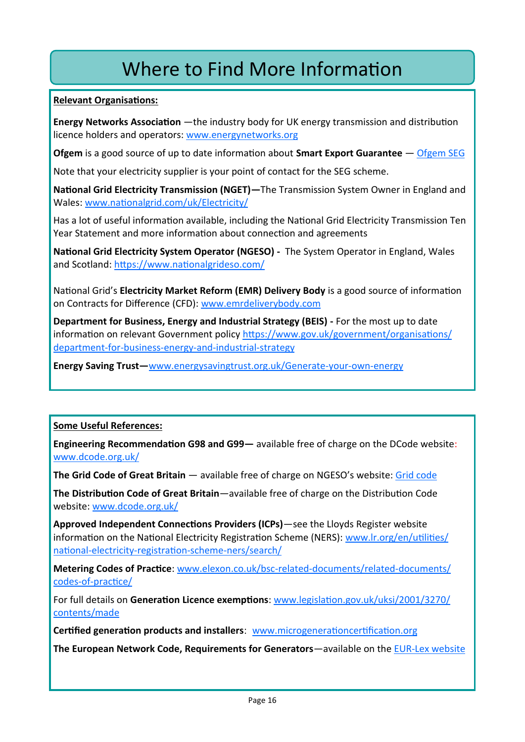# Where to Find More Information

**Relevant Organisations:**

**Energy Networks Association** —the industry body for UK energy transmission and distribution licence holders and operators: www.energynetworks.org

**Ofgem** is a good source of up to date information about **Smart Export Guarantee** — Ofgem SEG

Note that your electricity supplier is your point of contact for the SEG scheme.

**National Grid Electricity Transmission (NGET)—**The Transmission System Owner in England and Wales: www.nationalgrid.com/uk/Electricity/

Has a lot of useful information available, including the National Grid Electricity Transmission Ten Year Statement and more information about connection and agreements

**National Grid Electricity System Operator (NGESO) -** The System Operator in England, Wales and Scotland: https://www.nationalgrideso.com/

National Grid's **Electricity Market Reform (EMR) Delivery Body** is a good source of information on Contracts for Difference (CFD): www.emrdeliverybody.com

**Department for Business, Energy and Industrial Strategy (BEIS) -** For the most up to date information on relevant Government policy https://www.gov.uk/government/organisations/department-for-business-energy-and-industrial-strategy

**Energy Saving Trust—**www.energysavingtrust.org.uk/Generate-your-own-energy

**Some Useful References:**

**Engineering Recommendation G98 and G99—** available free of charge on the DCode website: www.dcode.org.uk/

**The Grid Code of Great Britain** — available free of charge on NGESO's website: Grid code

**The Distribution Code of Great Britain**—available free of charge on the Distribution Code website: www.dcode.org.uk/

**Approved Independent Connections Providers (ICPs)**—see the Lloyds Register website information on the National Electricity Registration Scheme (NERS): www.lr.org/en/utilities/national-electricity-registration-scheme-ners/search/

**Metering Codes of Practice**: www.elexon.co.uk/bsc-related-documents/related-documents/codes-of-practice/

For full details on **Generation Licence exemptions**: www.legislation.gov.uk/uksi/2001/3270/contents/made

**Certified generation products and installers**: www.microgenerationcertification.org

**The European Network Code, Requirements for Generators**—available on the EUR-Lex website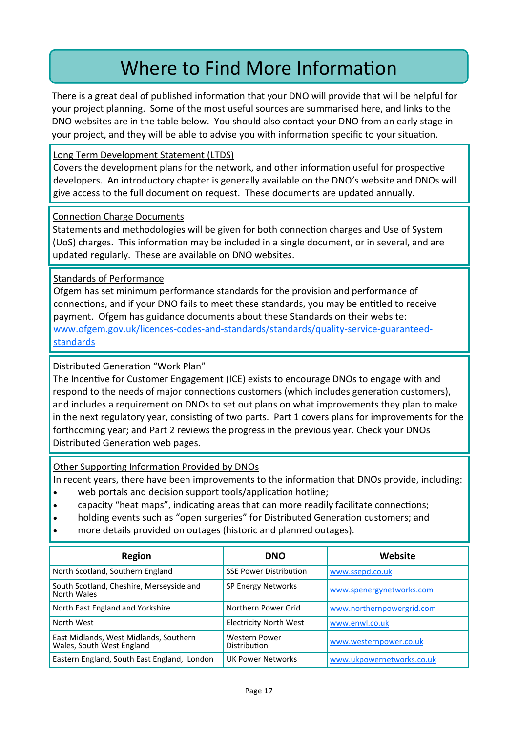# Where to Find More Information

There is a great deal of published information that your DNO will provide that will be helpful for your project planning. Some of the most useful sources are summarised here, and links to the DNO websites are in the table below. You should also contact your DNO from an early stage in your project, and they will be able to advise you with information specific to your situation.

**Long Term Development Statement (LTDS)**

Covers the development plans for the network, and other information useful for prospective developers. An introductory chapter is generally available on the DNO's website and DNOs will give access to the full document on request. These documents are updated annually.

**Connection Charge Documents**

Statements and methodologies will be given for both connection charges and Use of System (UoS) charges. This information may be included in a single document, or in several, and are updated regularly. These are available on DNO websites.

**Standards of Performance**

Ofgem has set minimum performance standards for the provision and performance of connections, and if your DNO fails to meet these standards, you may be entitled to receive payment. Ofgem has guidance documents about these Standards on their website: www.ofgem.gov.uk/licences-codes-and-standards/standards/quality-service-guaranteed-standards

**Distributed Generation "Work Plan"**

The Incentive for Customer Engagement (ICE) exists to encourage DNOs to engage with and respond to the needs of major connections customers (which includes generation customers), and includes a requirement on DNOs to set out plans on what improvements they plan to make in the next regulatory year, consisting of two parts. Part 1 covers plans for improvements for the forthcoming year; and Part 2 reviews the progress in the previous year. Check your DNOs Distributed Generation web pages.

**Other Supporting Information Provided by DNOs**

In recent years, there have been improvements to the information that DNOs provide, including:

- web portals and decision support tools/application hotline;
- capacity "heat maps", indicating areas that can more readily facilitate connections;
- holding events such as "open surgeries" for Distributed Generation customers; and
- more details provided on outages (historic and planned outages).

| Region | DNO | Website |
|---|---|---|
| North Scotland, Southern England | SSE Power Distribution | www.ssepd.co.uk |
| South Scotland, Cheshire, Merseyside and North Wales | SP Energy Networks | www.spenergynetworks.com |
| North East England and Yorkshire | Northern Power Grid | www.northernpowergrid.com |
| North West | Electricity North West | www.enwl.co.uk |
| East Midlands, West Midlands, Southern Wales, South West England | Western Power Distribution | www.westernpower.co.uk |
| Eastern England, South East England, London | UK Power Networks | www.ukpowernetworks.co.uk |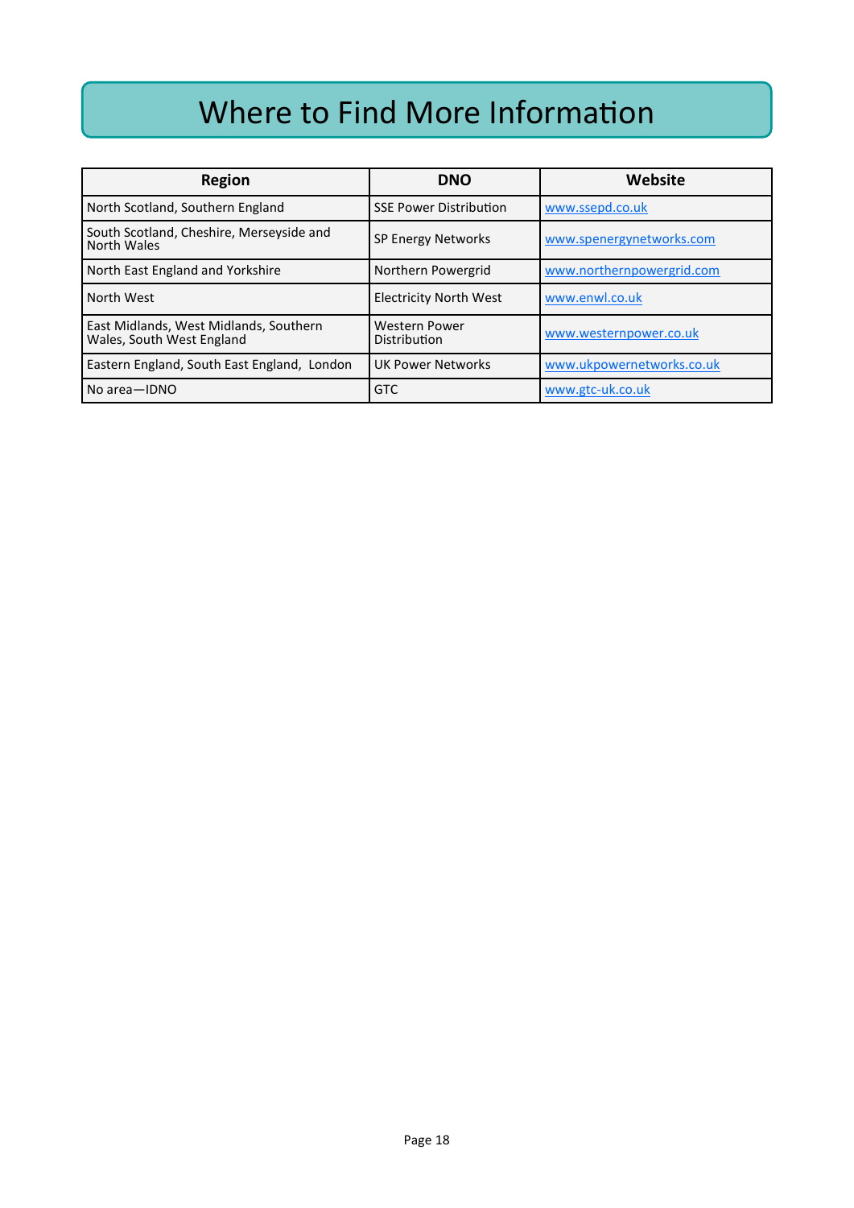# Where to Find More Information

| Region | DNO | Website |
|---|---|---|
| North Scotland, Southern England | SSE Power Distribution | www.ssepd.co.uk |
| South Scotland, Cheshire, Merseyside and North Wales | SP Energy Networks | www.spenergynetworks.com |
| North East England and Yorkshire | Northern Powergrid | www.northernpowergrid.com |
| North West | Electricity North West | www.enwl.co.uk |
| East Midlands, West Midlands, Southern Wales, South West England | Western Power Distribution | www.westernpower.co.uk |
| Eastern England, South East England, London | UK Power Networks | www.ukpowernetworks.co.uk |
| No area—IDNO | GTC | www.gtc-uk.co.uk |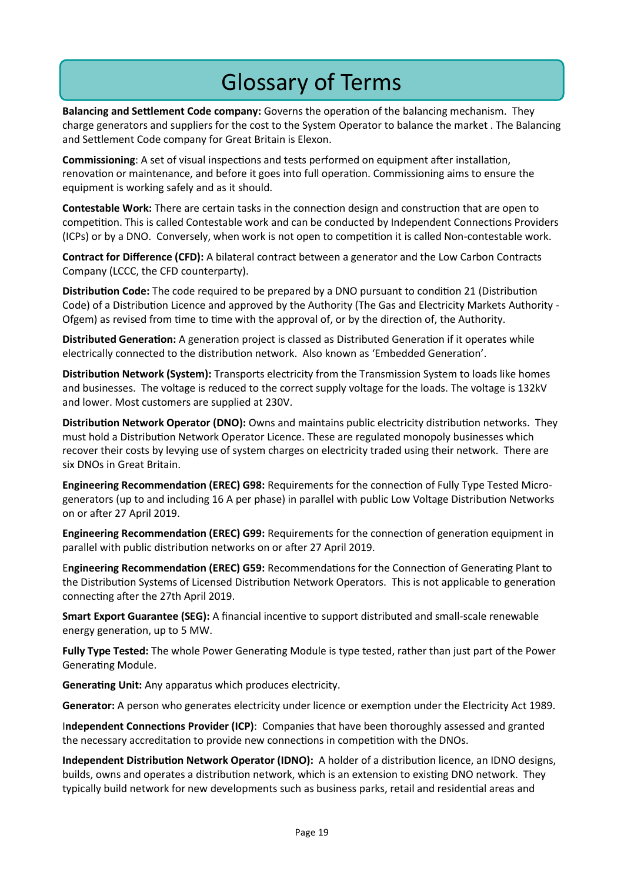# Glossary of Terms

**Balancing and Settlement Code company:** Governs the operation of the balancing mechanism. They charge generators and suppliers for the cost to the System Operator to balance the market . The Balancing and Settlement Code company for Great Britain is Elexon.

**Commissioning**: A set of visual inspections and tests performed on equipment after installation, renovation or maintenance, and before it goes into full operation. Commissioning aims to ensure the equipment is working safely and as it should.

**Contestable Work:** There are certain tasks in the connection design and construction that are open to competition. This is called Contestable work and can be conducted by Independent Connections Providers (ICPs) or by a DNO. Conversely, when work is not open to competition it is called Non-contestable work.

**Contract for Difference (CFD):** A bilateral contract between a generator and the Low Carbon Contracts Company (LCCC, the CFD counterparty).

**Distribution Code:** The code required to be prepared by a DNO pursuant to condition 21 (Distribution Code) of a Distribution Licence and approved by the Authority (The Gas and Electricity Markets Authority - Ofgem) as revised from time to time with the approval of, or by the direction of, the Authority.

**Distributed Generation:** A generation project is classed as Distributed Generation if it operates while electrically connected to the distribution network. Also known as 'Embedded Generation'.

**Distribution Network (System):** Transports electricity from the Transmission System to loads like homes and businesses. The voltage is reduced to the correct supply voltage for the loads. The voltage is 132kV and lower. Most customers are supplied at 230V.

**Distribution Network Operator (DNO):** Owns and maintains public electricity distribution networks. They must hold a Distribution Network Operator Licence. These are regulated monopoly businesses which recover their costs by levying use of system charges on electricity traded using their network. There are six DNOs in Great Britain.

**Engineering Recommendation (EREC) G98:** Requirements for the connection of Fully Type Tested Micro-generators (up to and including 16 A per phase) in parallel with public Low Voltage Distribution Networks on or after 27 April 2019.

**Engineering Recommendation (EREC) G99:** Requirements for the connection of generation equipment in parallel with public distribution networks on or after 27 April 2019.

E**ngineering Recommendation (EREC) G59:** Recommendations for the Connection of Generating Plant to the Distribution Systems of Licensed Distribution Network Operators. This is not applicable to generation connecting after the 27th April 2019.

**Smart Export Guarantee (SEG):** A financial incentive to support distributed and small-scale renewable energy generation, up to 5 MW.

**Fully Type Tested:** The whole Power Generating Module is type tested, rather than just part of the Power Generating Module.

**Generating Unit:** Any apparatus which produces electricity.

**Generator:** A person who generates electricity under licence or exemption under the Electricity Act 1989.

I**ndependent Connections Provider (ICP)**: Companies that have been thoroughly assessed and granted the necessary accreditation to provide new connections in competition with the DNOs.

**Independent Distribution Network Operator (IDNO):** A holder of a distribution licence, an IDNO designs, builds, owns and operates a distribution network, which is an extension to existing DNO network. They typically build network for new developments such as business parks, retail and residential areas and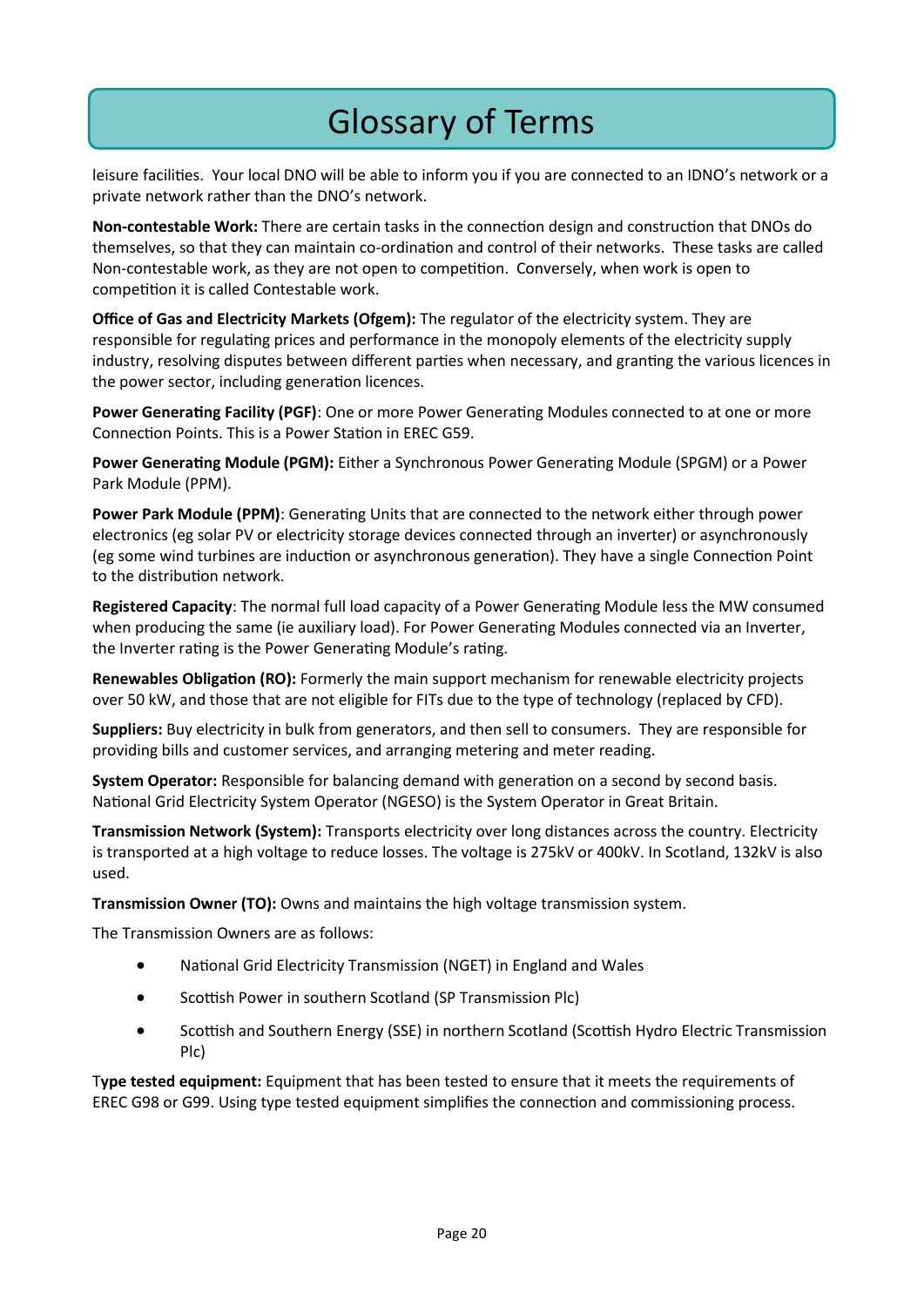# Glossary of Terms

leisure facilities. Your local DNO will be able to inform you if you are connected to an IDNO's network or a private network rather than the DNO's network.

**Non-contestable Work:** There are certain tasks in the connection design and construction that DNOs do themselves, so that they can maintain co-ordination and control of their networks. These tasks are called Non-contestable work, as they are not open to competition. Conversely, when work is open to competition it is called Contestable work.

**Office of Gas and Electricity Markets (Ofgem):** The regulator of the electricity system. They are responsible for regulating prices and performance in the monopoly elements of the electricity supply industry, resolving disputes between different parties when necessary, and granting the various licences in the power sector, including generation licences.

**Power Generating Facility (PGF)**: One or more Power Generating Modules connected to at one or more Connection Points. This is a Power Station in EREC G59.

**Power Generating Module (PGM):** Either a Synchronous Power Generating Module (SPGM) or a Power Park Module (PPM).

**Power Park Module (PPM)**: Generating Units that are connected to the network either through power electronics (eg solar PV or electricity storage devices connected through an inverter) or asynchronously (eg some wind turbines are induction or asynchronous generation). They have a single Connection Point to the distribution network.

**Registered Capacity**: The normal full load capacity of a Power Generating Module less the MW consumed when producing the same (ie auxiliary load). For Power Generating Modules connected via an Inverter, the Inverter rating is the Power Generating Module's rating.

**Renewables Obligation (RO):** Formerly the main support mechanism for renewable electricity projects over 50 kW, and those that are not eligible for FITs due to the type of technology (replaced by CFD).

**Suppliers:** Buy electricity in bulk from generators, and then sell to consumers. They are responsible for providing bills and customer services, and arranging metering and meter reading.

**System Operator:** Responsible for balancing demand with generation on a second by second basis. National Grid Electricity System Operator (NGESO) is the System Operator in Great Britain.

**Transmission Network (System):** Transports electricity over long distances across the country. Electricity is transported at a high voltage to reduce losses. The voltage is 275kV or 400kV. In Scotland, 132kV is also used.

**Transmission Owner (TO):** Owns and maintains the high voltage transmission system.

The Transmission Owners are as follows:

- National Grid Electricity Transmission (NGET) in England and Wales
- Scottish Power in southern Scotland (SP Transmission Plc)
- Scottish and Southern Energy (SSE) in northern Scotland (Scottish Hydro Electric Transmission Plc)

**Type tested equipment:** Equipment that has been tested to ensure that it meets the requirements of EREC G98 or G99. Using type tested equipment simplifies the connection and commissioning process.